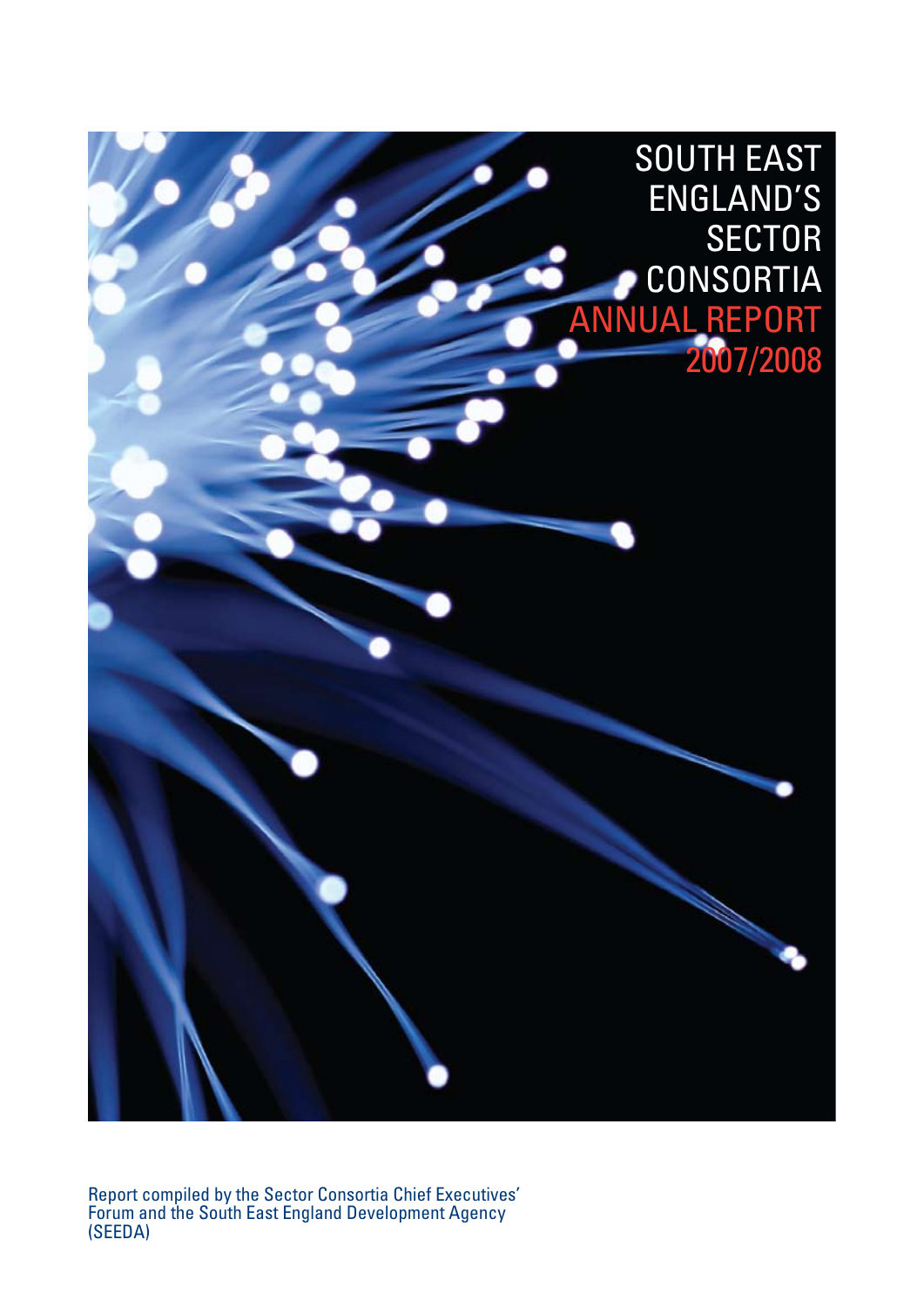# SOUTH EAST ENGLAND'S SECTOR CONSORTIA

## ANNUAL REPORT 2007/2008

Report compiled by the Sector Consortia Chief Executives' Forum and the South East England Development Agency (SEEDA)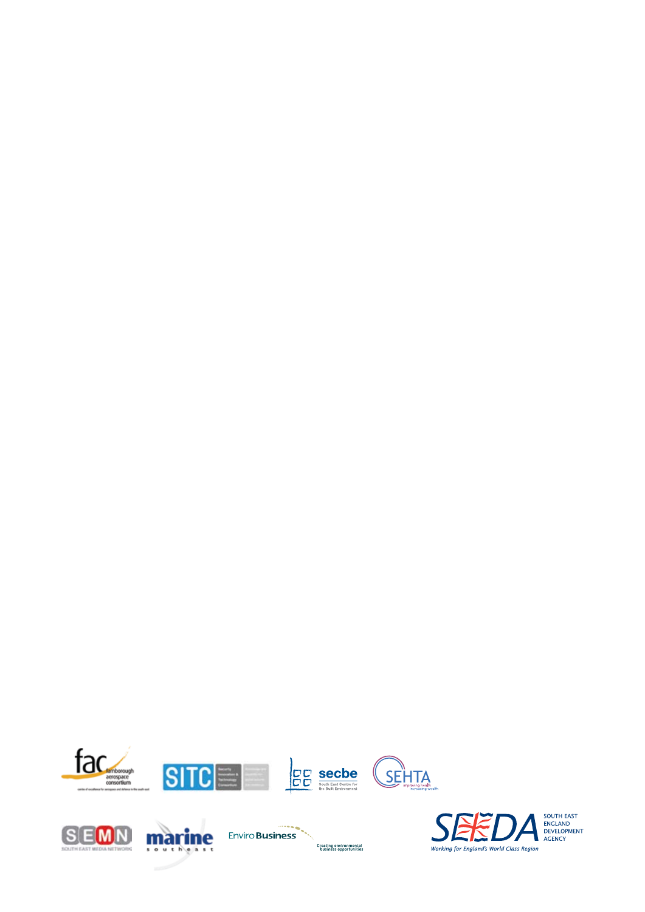farnborough aerospace consortium

centre of excellence for aerospace and defence in the south east

SITC

Security Innovation & Technology Consortium

secbe

South East Centre for the Built Environment

SEHTA

improving health increasing wealth

SEMN

SOUTH EAST MEDIA NETWORK

marine

south east

Enviro Business

Creating environmental business opportunities

SEEDA

SOUTH EAST ENGLAND DEVELOPMENT AGENCY

Working for England's World Class Region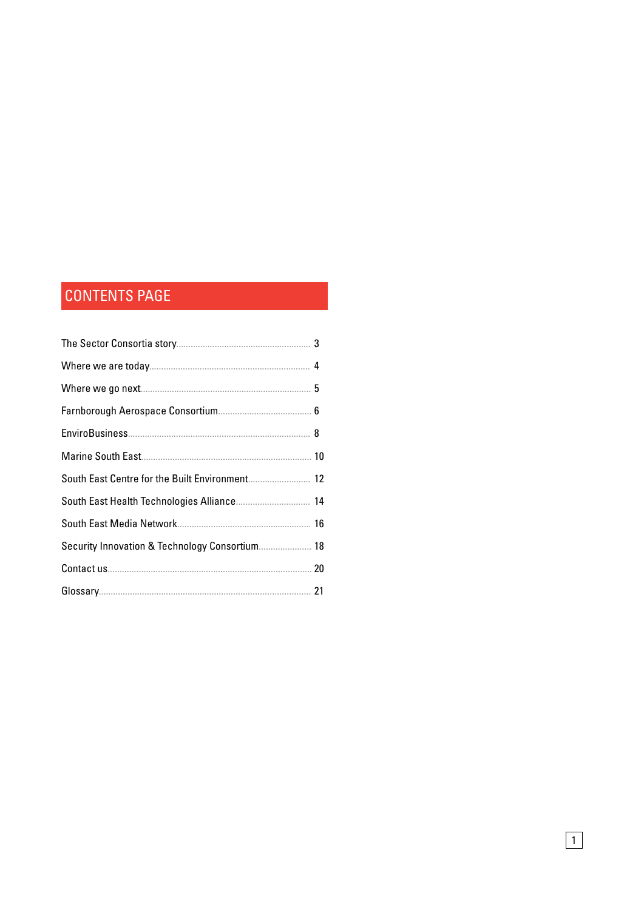# CONTENTS PAGE

| | |
|---|---|
| The Sector Consortia story | 3 |
| Where we are today | 4 |
| Where we go next | 5 |
| Farnborough Aerospace Consortium | 6 |
| EnviroBusiness | 8 |
| Marine South East | 10 |
| South East Centre for the Built Environment | 12 |
| South East Health Technologies Alliance | 14 |
| South East Media Network | 16 |
| Security Innovation & Technology Consortium | 18 |
| Contact us | 20 |
| Glossary | 21 |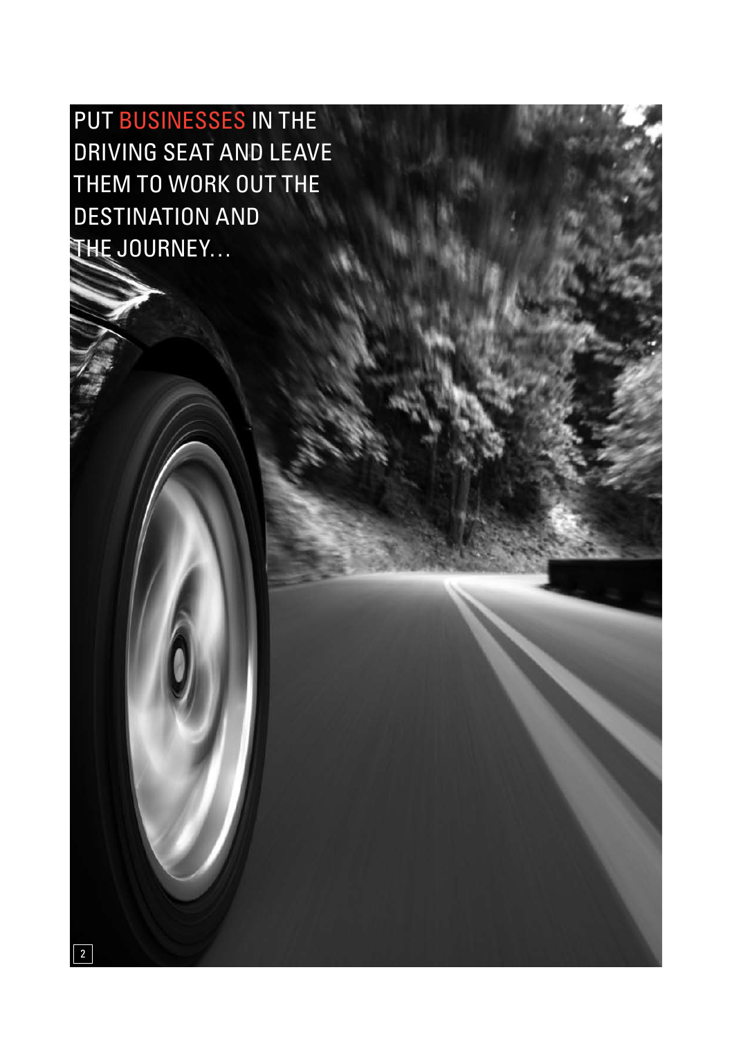PUT BUSINESSES IN THE DRIVING SEAT AND LEAVE THEM TO WORK OUT THE DESTINATION AND THE JOURNEY…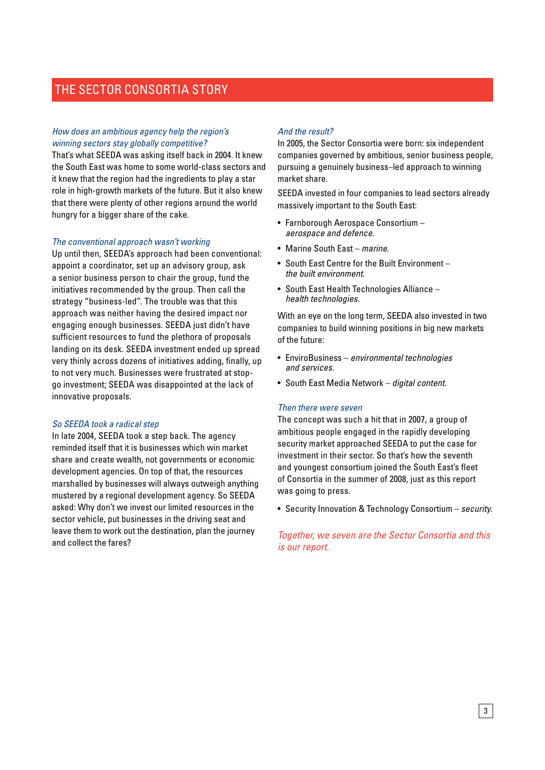# THE SECTOR CONSORTIA STORY

### *How does an ambitious agency help the region's winning sectors stay globally competitive?*

That's what SEEDA was asking itself back in 2004. It knew the South East was home to some world-class sectors and it knew that the region had the ingredients to play a star role in high-growth markets of the future. But it also knew that there were plenty of other regions around the world hungry for a bigger share of the cake.

### *The conventional approach wasn't working*

Up until then, SEEDA's approach had been conventional: appoint a coordinator, set up an advisory group, ask a senior business person to chair the group, fund the initiatives recommended by the group. Then call the strategy "business-led". The trouble was that this approach was neither having the desired impact nor engaging enough businesses. SEEDA just didn't have sufficient resources to fund the plethora of proposals landing on its desk. SEEDA investment ended up spread very thinly across dozens of initiatives adding, finally, up to not very much. Businesses were frustrated at stop-go investment; SEEDA was disappointed at the lack of innovative proposals.

### *So SEEDA took a radical step*

In late 2004, SEEDA took a step back. The agency reminded itself that it is businesses which win market share and create wealth, not governments or economic development agencies. On top of that, the resources marshalled by businesses will always outweigh anything mustered by a regional development agency. So SEEDA asked: Why don't we invest our limited resources in the sector vehicle, put businesses in the driving seat and leave them to work out the destination, plan the journey and collect the fares?

### *And the result?*

In 2005, the Sector Consortia were born: six independent companies governed by ambitious, senior business people, pursuing a genuinely business–led approach to winning market share.

SEEDA invested in four companies to lead sectors already massively important to the South East:

- Farnborough Aerospace Consortium – *aerospace and defence.*
- Marine South East – *marine.*
- South East Centre for the Built Environment – *the built environment.*
- South East Health Technologies Alliance – *health technologies.*

With an eye on the long term, SEEDA also invested in two companies to build winning positions in big new markets of the future:

- EnviroBusiness – *environmental technologies and services.*
- South East Media Network – *digital content.*

### *Then there were seven*

The concept was such a hit that in 2007, a group of ambitious people engaged in the rapidly developing security market approached SEEDA to put the case for investment in their sector. So that's how the seventh and youngest consortium joined the South East's fleet of Consortia in the summer of 2008, just as this report was going to press.

- Security Innovation & Technology Consortium – *security.*

*Together, we seven are the Sector Consortia and this is our report.*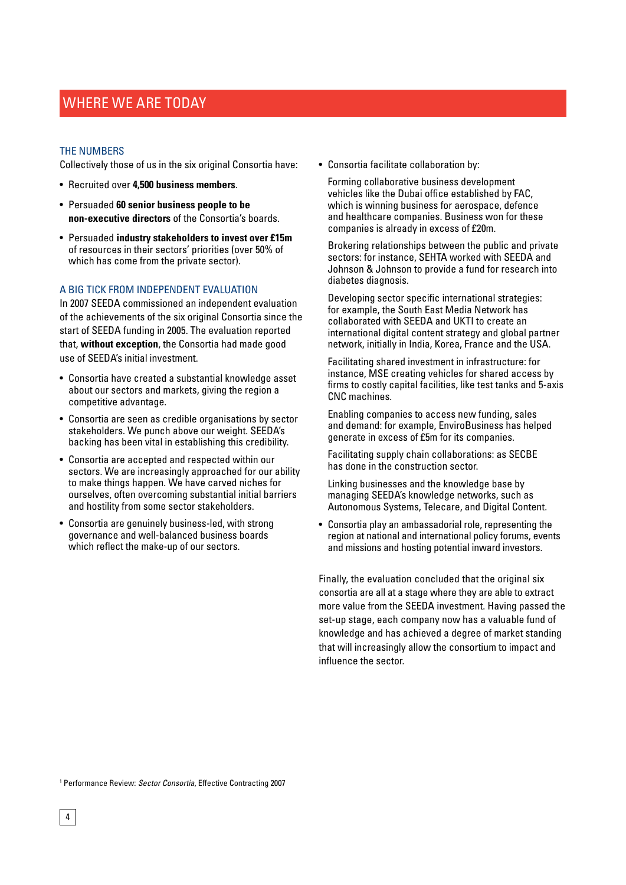# WHERE WE ARE TODAY

## THE NUMBERS

Collectively those of us in the six original Consortia have:

- Recruited over **4,500 business members**.
- Persuaded **60 senior business people to be non-executive directors** of the Consortia's boards.
- Persuaded **industry stakeholders to invest over £15m** of resources in their sectors' priorities (over 50% of which has come from the private sector).

## A BIG TICK FROM INDEPENDENT EVALUATION

In 2007 SEEDA commissioned an independent evaluation of the achievements of the six original Consortia since the start of SEEDA funding in 2005. The evaluation reported that, **without exception**, the Consortia had made good use of SEEDA's initial investment.

- Consortia have created a substantial knowledge asset about our sectors and markets, giving the region a competitive advantage.
- Consortia are seen as credible organisations by sector stakeholders. We punch above our weight. SEEDA's backing has been vital in establishing this credibility.
- Consortia are accepted and respected within our sectors. We are increasingly approached for our ability to make things happen. We have carved niches for ourselves, often overcoming substantial initial barriers and hostility from some sector stakeholders.
- Consortia are genuinely business-led, with strong governance and well-balanced business boards which reflect the make-up of our sectors.
- Consortia facilitate collaboration by:

  Forming collaborative business development vehicles like the Dubai office established by FAC, which is winning business for aerospace, defence and healthcare companies. Business won for these companies is already in excess of £20m.

  Brokering relationships between the public and private sectors: for instance, SEHTA worked with SEEDA and Johnson & Johnson to provide a fund for research into diabetes diagnosis.

  Developing sector specific international strategies: for example, the South East Media Network has collaborated with SEEDA and UKTI to create an international digital content strategy and global partner network, initially in India, Korea, France and the USA.

  Facilitating shared investment in infrastructure: for instance, MSE creating vehicles for shared access by firms to costly capital facilities, like test tanks and 5-axis CNC machines.

  Enabling companies to access new funding, sales and demand: for example, EnviroBusiness has helped generate in excess of £5m for its companies.

  Facilitating supply chain collaborations: as SECBE has done in the construction sector.

  Linking businesses and the knowledge base by managing SEEDA's knowledge networks, such as Autonomous Systems, Telecare, and Digital Content.

- Consortia play an ambassadorial role, representing the region at national and international policy forums, events and missions and hosting potential inward investors.

Finally, the evaluation concluded that the original six consortia are all at a stage where they are able to extract more value from the SEEDA investment. Having passed the set-up stage, each company now has a valuable fund of knowledge and has achieved a degree of market standing that will increasingly allow the consortium to impact and influence the sector.

[1] Performance Review: *Sector Consortia*, Effective Contracting 2007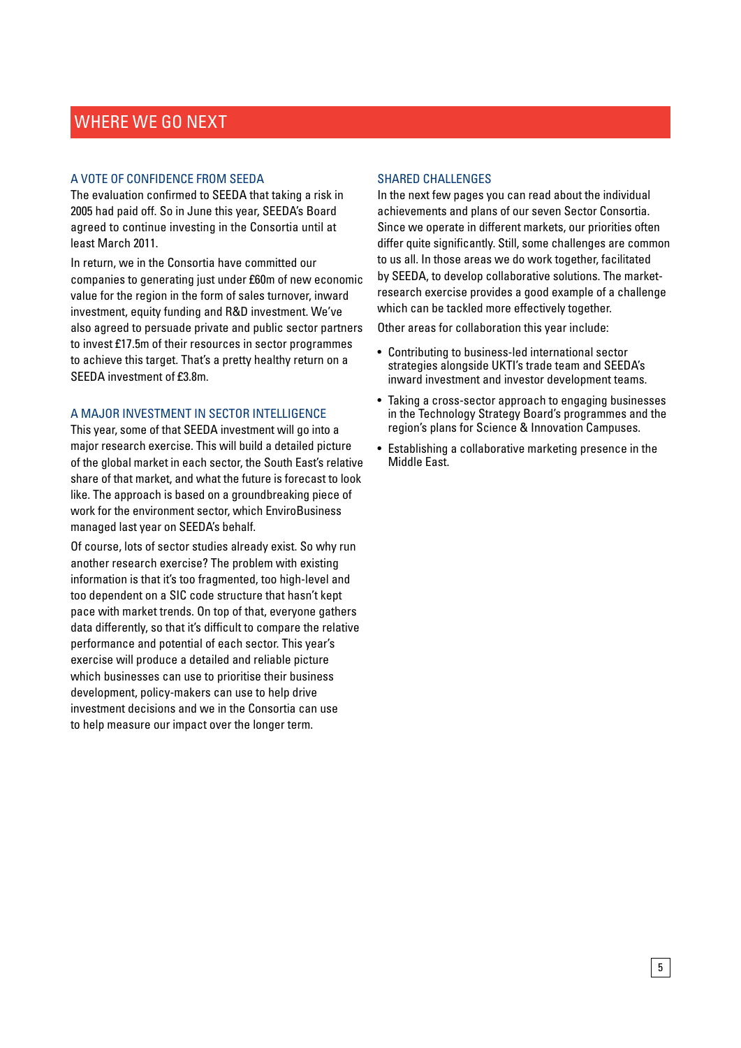# WHERE WE GO NEXT

## A VOTE OF CONFIDENCE FROM SEEDA

The evaluation confirmed to SEEDA that taking a risk in 2005 had paid off. So in June this year, SEEDA's Board agreed to continue investing in the Consortia until at least March 2011.

In return, we in the Consortia have committed our companies to generating just under £60m of new economic value for the region in the form of sales turnover, inward investment, equity funding and R&D investment. We've also agreed to persuade private and public sector partners to invest £17.5m of their resources in sector programmes to achieve this target. That's a pretty healthy return on a SEEDA investment of £3.8m.

## A MAJOR INVESTMENT IN SECTOR INTELLIGENCE

This year, some of that SEEDA investment will go into a major research exercise. This will build a detailed picture of the global market in each sector, the South East's relative share of that market, and what the future is forecast to look like. The approach is based on a groundbreaking piece of work for the environment sector, which EnviroBusiness managed last year on SEEDA's behalf.

Of course, lots of sector studies already exist. So why run another research exercise? The problem with existing information is that it's too fragmented, too high-level and too dependent on a SIC code structure that hasn't kept pace with market trends. On top of that, everyone gathers data differently, so that it's difficult to compare the relative performance and potential of each sector. This year's exercise will produce a detailed and reliable picture which businesses can use to prioritise their business development, policy-makers can use to help drive investment decisions and we in the Consortia can use to help measure our impact over the longer term.

## SHARED CHALLENGES

In the next few pages you can read about the individual achievements and plans of our seven Sector Consortia. Since we operate in different markets, our priorities often differ quite significantly. Still, some challenges are common to us all. In those areas we do work together, facilitated by SEEDA, to develop collaborative solutions. The market-research exercise provides a good example of a challenge which can be tackled more effectively together.

Other areas for collaboration this year include:

- Contributing to business-led international sector strategies alongside UKTI's trade team and SEEDA's inward investment and investor development teams.
- Taking a cross-sector approach to engaging businesses in the Technology Strategy Board's programmes and the region's plans for Science & Innovation Campuses.
- Establishing a collaborative marketing presence in the Middle East.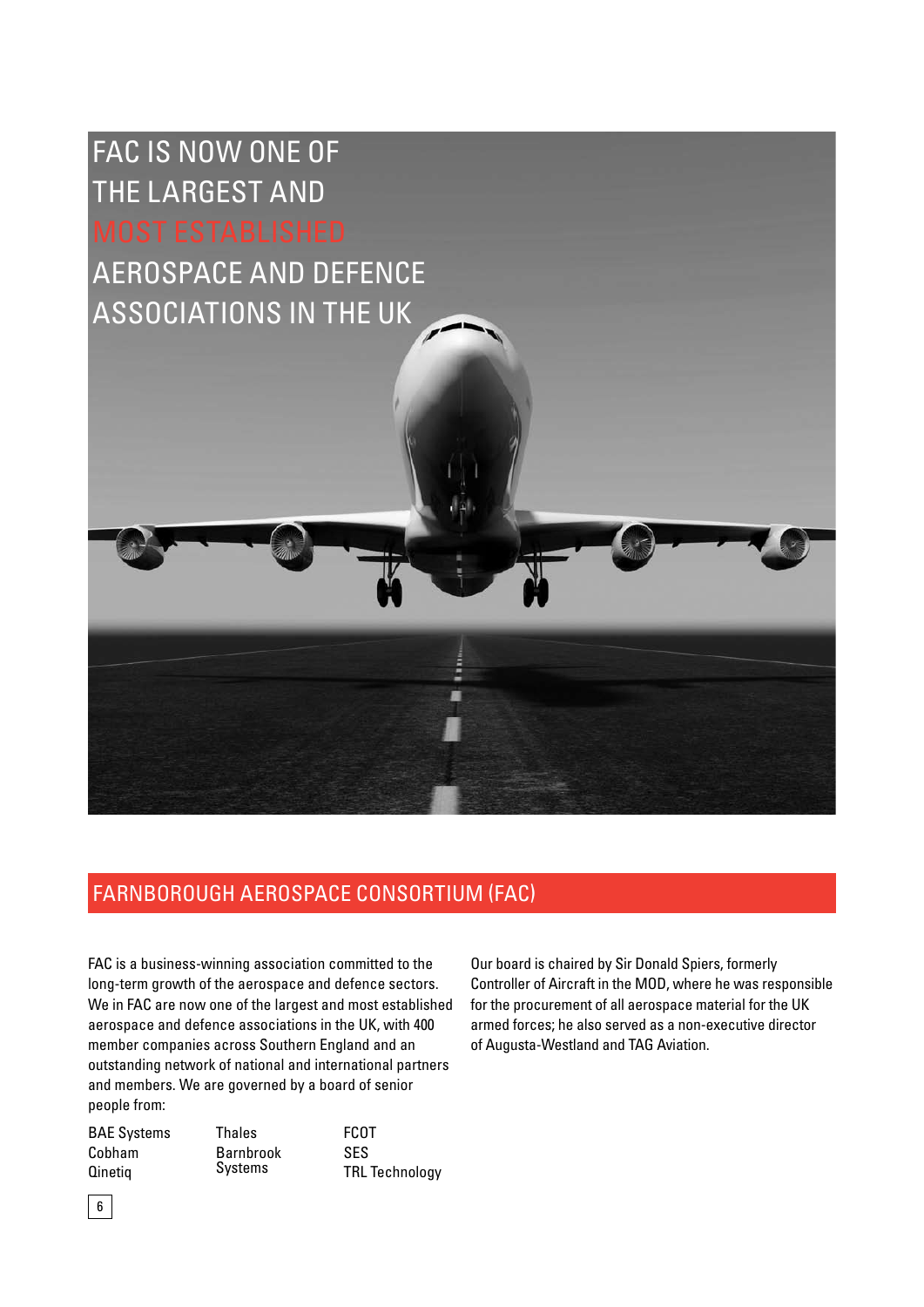FAC IS NOW ONE OF THE LARGEST AND MOST ESTABLISHED AEROSPACE AND DEFENCE ASSOCIATIONS IN THE UK

## FARNBOROUGH AEROSPACE CONSORTIUM (FAC)

FAC is a business-winning association committed to the long-term growth of the aerospace and defence sectors. We in FAC are now one of the largest and most established aerospace and defence associations in the UK, with 400 member companies across Southern England and an outstanding network of national and international partners and members. We are governed by a board of senior people from:

- BAE Systems
- Cobham
- Qinetiq
- Thales
- Barnbrook Systems
- FCOT
- SES
- TRL Technology

Our board is chaired by Sir Donald Spiers, formerly Controller of Aircraft in the MOD, where he was responsible for the procurement of all aerospace material for the UK armed forces; he also served as a non-executive director of Augusta-Westland and TAG Aviation.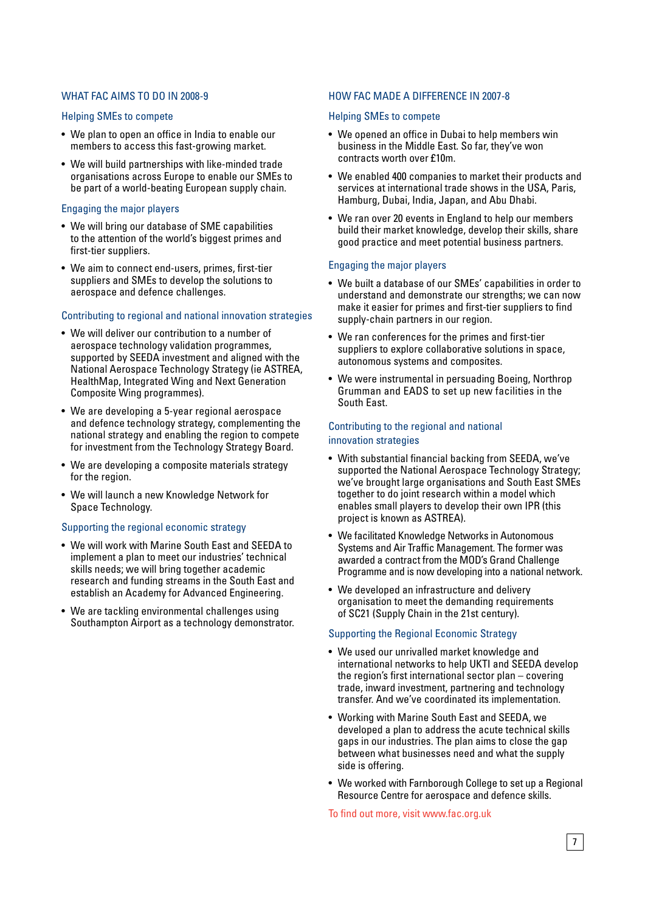## WHAT FAC AIMS TO DO IN 2008-9

### Helping SMEs to compete

- We plan to open an office in India to enable our members to access this fast-growing market.
- We will build partnerships with like-minded trade organisations across Europe to enable our SMEs to be part of a world-beating European supply chain.

### Engaging the major players

- We will bring our database of SME capabilities to the attention of the world's biggest primes and first-tier suppliers.
- We aim to connect end-users, primes, first-tier suppliers and SMEs to develop the solutions to aerospace and defence challenges.

### Contributing to regional and national innovation strategies

- We will deliver our contribution to a number of aerospace technology validation programmes, supported by SEEDA investment and aligned with the National Aerospace Technology Strategy (ie ASTREA, HealthMap, Integrated Wing and Next Generation Composite Wing programmes).
- We are developing a 5-year regional aerospace and defence technology strategy, complementing the national strategy and enabling the region to compete for investment from the Technology Strategy Board.
- We are developing a composite materials strategy for the region.
- We will launch a new Knowledge Network for Space Technology.

### Supporting the regional economic strategy

- We will work with Marine South East and SEEDA to implement a plan to meet our industries' technical skills needs; we will bring together academic research and funding streams in the South East and establish an Academy for Advanced Engineering.
- We are tackling environmental challenges using Southampton Airport as a technology demonstrator.

## HOW FAC MADE A DIFFERENCE IN 2007-8

### Helping SMEs to compete

- We opened an office in Dubai to help members win business in the Middle East. So far, they've won contracts worth over £10m.
- We enabled 400 companies to market their products and services at international trade shows in the USA, Paris, Hamburg, Dubai, India, Japan, and Abu Dhabi.
- We ran over 20 events in England to help our members build their market knowledge, develop their skills, share good practice and meet potential business partners.

### Engaging the major players

- We built a database of our SMEs' capabilities in order to understand and demonstrate our strengths; we can now make it easier for primes and first-tier suppliers to find supply-chain partners in our region.
- We ran conferences for the primes and first-tier suppliers to explore collaborative solutions in space, autonomous systems and composites.
- We were instrumental in persuading Boeing, Northrop Grumman and EADS to set up new facilities in the South East.

### Contributing to the regional and national innovation strategies

- With substantial financial backing from SEEDA, we've supported the National Aerospace Technology Strategy; we've brought large organisations and South East SMEs together to do joint research within a model which enables small players to develop their own IPR (this project is known as ASTREA).
- We facilitated Knowledge Networks in Autonomous Systems and Air Traffic Management. The former was awarded a contract from the MOD's Grand Challenge Programme and is now developing into a national network.
- We developed an infrastructure and delivery organisation to meet the demanding requirements of SC21 (Supply Chain in the 21st century).

### Supporting the Regional Economic Strategy

- We used our unrivalled market knowledge and international networks to help UKTI and SEEDA develop the region's first international sector plan – covering trade, inward investment, partnering and technology transfer. And we've coordinated its implementation.
- Working with Marine South East and SEEDA, we developed a plan to address the acute technical skills gaps in our industries. The plan aims to close the gap between what businesses need and what the supply side is offering.
- We worked with Farnborough College to set up a Regional Resource Centre for aerospace and defence skills.

To find out more, visit www.fac.org.uk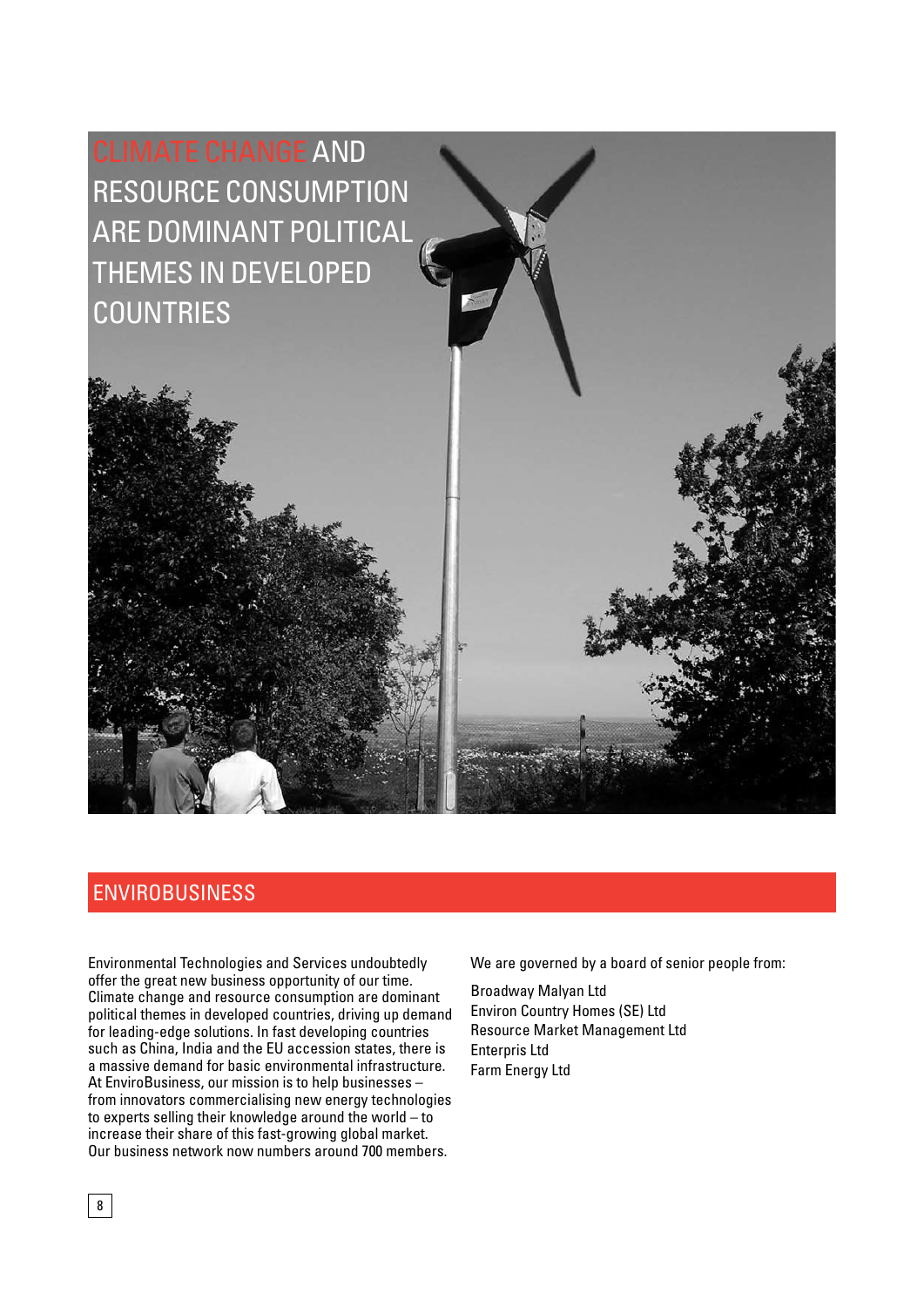CLIMATE CHANGE AND RESOURCE CONSUMPTION ARE DOMINANT POLITICAL THEMES IN DEVELOPED COUNTRIES

## ENVIROBUSINESS

Environmental Technologies and Services undoubtedly offer the great new business opportunity of our time. Climate change and resource consumption are dominant political themes in developed countries, driving up demand for leading-edge solutions. In fast developing countries such as China, India and the EU accession states, there is a massive demand for basic environmental infrastructure. At EnviroBusiness, our mission is to help businesses – from innovators commercialising new energy technologies to experts selling their knowledge around the world – to increase their share of this fast-growing global market. Our business network now numbers around 700 members.

We are governed by a board of senior people from:

Broadway Malyan Ltd
Environ Country Homes (SE) Ltd
Resource Market Management Ltd
Enterpris Ltd
Farm Energy Ltd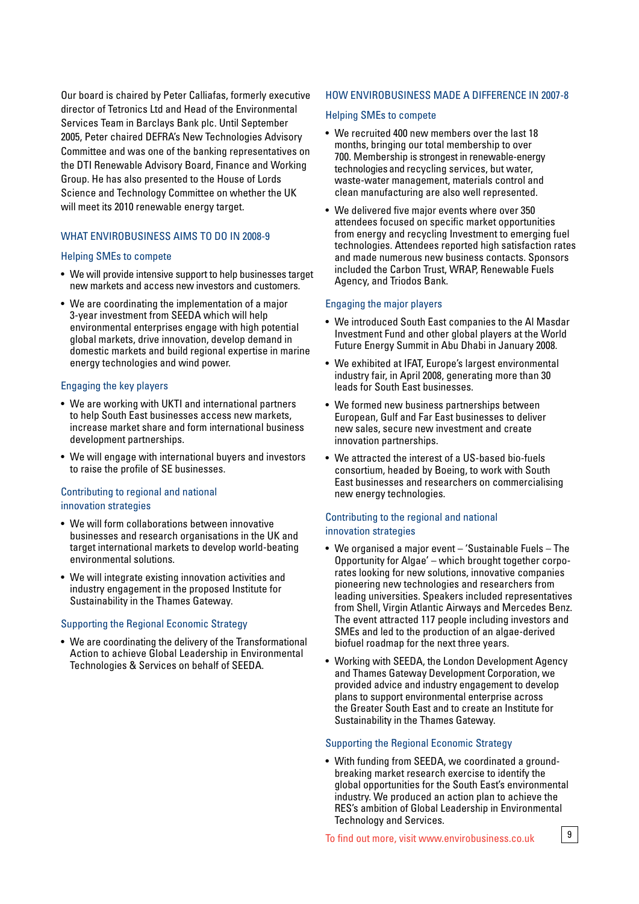Our board is chaired by Peter Calliafas, formerly executive director of Tetronics Ltd and Head of the Environmental Services Team in Barclays Bank plc. Until September 2005, Peter chaired DEFRA's New Technologies Advisory Committee and was one of the banking representatives on the DTI Renewable Advisory Board, Finance and Working Group. He has also presented to the House of Lords Science and Technology Committee on whether the UK will meet its 2010 renewable energy target.

## WHAT ENVIROBUSINESS AIMS TO DO IN 2008-9

### Helping SMEs to compete

- We will provide intensive support to help businesses target new markets and access new investors and customers.
- We are coordinating the implementation of a major 3-year investment from SEEDA which will help environmental enterprises engage with high potential global markets, drive innovation, develop demand in domestic markets and build regional expertise in marine energy technologies and wind power.

### Engaging the key players

- We are working with UKTI and international partners to help South East businesses access new markets, increase market share and form international business development partnerships.
- We will engage with international buyers and investors to raise the profile of SE businesses.

### Contributing to regional and national innovation strategies

- We will form collaborations between innovative businesses and research organisations in the UK and target international markets to develop world-beating environmental solutions.
- We will integrate existing innovation activities and industry engagement in the proposed Institute for Sustainability in the Thames Gateway.

### Supporting the Regional Economic Strategy

- We are coordinating the delivery of the Transformational Action to achieve Global Leadership in Environmental Technologies & Services on behalf of SEEDA.

## HOW ENVIROBUSINESS MADE A DIFFERENCE IN 2007-8

### Helping SMEs to compete

- We recruited 400 new members over the last 18 months, bringing our total membership to over 700. Membership is strongest in renewable-energy technologies and recycling services, but water, waste-water management, materials control and clean manufacturing are also well represented.
- We delivered five major events where over 350 attendees focused on specific market opportunities from energy and recycling Investment to emerging fuel technologies. Attendees reported high satisfaction rates and made numerous new business contacts. Sponsors included the Carbon Trust, WRAP, Renewable Fuels Agency, and Triodos Bank.

### Engaging the major players

- We introduced South East companies to the Al Masdar Investment Fund and other global players at the World Future Energy Summit in Abu Dhabi in January 2008.
- We exhibited at IFAT, Europe's largest environmental industry fair, in April 2008, generating more than 30 leads for South East businesses.
- We formed new business partnerships between European, Gulf and Far East businesses to deliver new sales, secure new investment and create innovation partnerships.
- We attracted the interest of a US-based bio-fuels consortium, headed by Boeing, to work with South East businesses and researchers on commercialising new energy technologies.

### Contributing to the regional and national innovation strategies

- We organised a major event – 'Sustainable Fuels – The Opportunity for Algae' – which brought together corporates looking for new solutions, innovative companies pioneering new technologies and researchers from leading universities. Speakers included representatives from Shell, Virgin Atlantic Airways and Mercedes Benz. The event attracted 117 people including investors and SMEs and led to the production of an algae-derived biofuel roadmap for the next three years.
- Working with SEEDA, the London Development Agency and Thames Gateway Development Corporation, we provided advice and industry engagement to develop plans to support environmental enterprise across the Greater South East and to create an Institute for Sustainability in the Thames Gateway.

### Supporting the Regional Economic Strategy

- With funding from SEEDA, we coordinated a ground-breaking market research exercise to identify the global opportunities for the South East's environmental industry. We produced an action plan to achieve the RES's ambition of Global Leadership in Environmental Technology and Services.

To find out more, visit www.envirobusiness.co.uk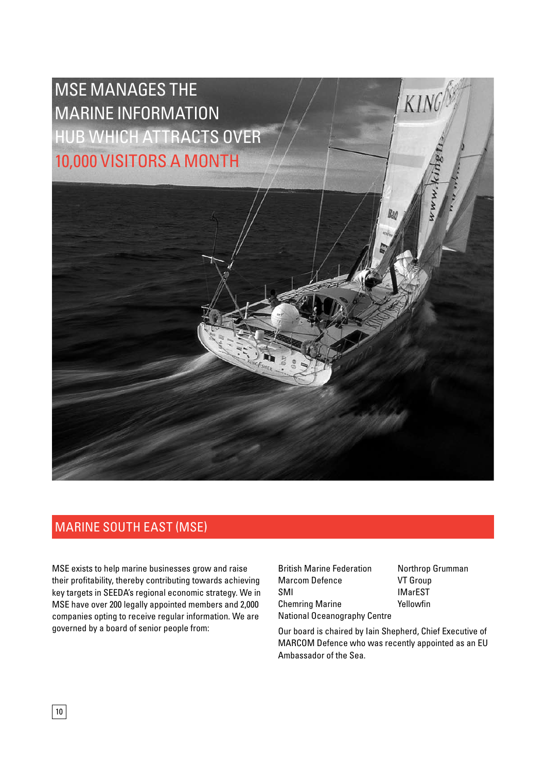MSE MANAGES THE MARINE INFORMATION HUB WHICH ATTRACTS OVER 10,000 VISITORS A MONTH

## MARINE SOUTH EAST (MSE)

MSE exists to help marine businesses grow and raise their profitability, thereby contributing towards achieving key targets in SEEDA's regional economic strategy. We in MSE have over 200 legally appointed members and 2,000 companies opting to receive regular information. We are governed by a board of senior people from:

- British Marine Federation
- Marcom Defence
- SMI
- Chemring Marine
- National Oceanography Centre
- Northrop Grumman
- VT Group
- IMarEST
- Yellowfin

Our board is chaired by Iain Shepherd, Chief Executive of MARCOM Defence who was recently appointed as an EU Ambassador of the Sea.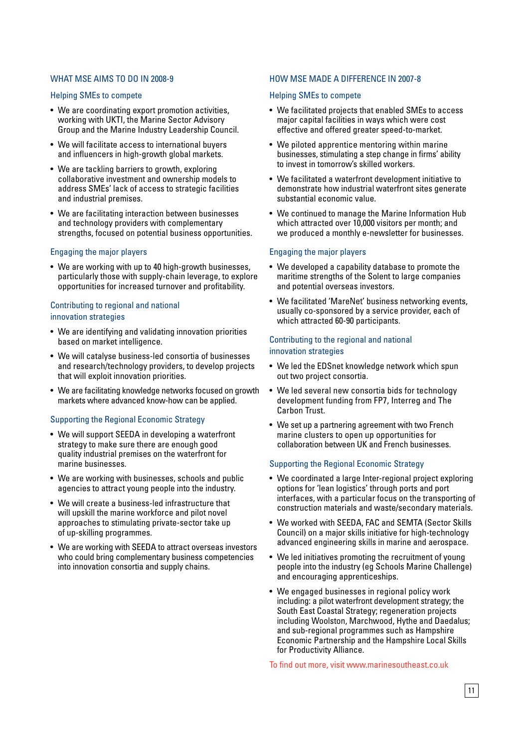## WHAT MSE AIMS TO DO IN 2008-9

### Helping SMEs to compete

- We are coordinating export promotion activities, working with UKTI, the Marine Sector Advisory Group and the Marine Industry Leadership Council.
- We will facilitate access to international buyers and influencers in high-growth global markets.
- We are tackling barriers to growth, exploring collaborative investment and ownership models to address SMEs' lack of access to strategic facilities and industrial premises.
- We are facilitating interaction between businesses and technology providers with complementary strengths, focused on potential business opportunities.

### Engaging the major players

- We are working with up to 40 high-growth businesses, particularly those with supply-chain leverage, to explore opportunities for increased turnover and profitability.

### Contributing to regional and national innovation strategies

- We are identifying and validating innovation priorities based on market intelligence.
- We will catalyse business-led consortia of businesses and research/technology providers, to develop projects that will exploit innovation priorities.
- We are facilitating knowledge networks focused on growth markets where advanced know-how can be applied.

### Supporting the Regional Economic Strategy

- We will support SEEDA in developing a waterfront strategy to make sure there are enough good quality industrial premises on the waterfront for marine businesses.
- We are working with businesses, schools and public agencies to attract young people into the industry.
- We will create a business-led infrastructure that will upskill the marine workforce and pilot novel approaches to stimulating private-sector take up of up-skilling programmes.
- We are working with SEEDA to attract overseas investors who could bring complementary business competencies into innovation consortia and supply chains.

## HOW MSE MADE A DIFFERENCE IN 2007-8

### Helping SMEs to compete

- We facilitated projects that enabled SMEs to access major capital facilities in ways which were cost effective and offered greater speed-to-market.
- We piloted apprentice mentoring within marine businesses, stimulating a step change in firms' ability to invest in tomorrow's skilled workers.
- We facilitated a waterfront development initiative to demonstrate how industrial waterfront sites generate substantial economic value.
- We continued to manage the Marine Information Hub which attracted over 10,000 visitors per month; and we produced a monthly e-newsletter for businesses.

### Engaging the major players

- We developed a capability database to promote the maritime strengths of the Solent to large companies and potential overseas investors.
- We facilitated 'MareNet' business networking events, usually co-sponsored by a service provider, each of which attracted 60-90 participants.

### Contributing to the regional and national innovation strategies

- We led the EDSnet knowledge network which spun out two project consortia.
- We led several new consortia bids for technology development funding from FP7, Interreg and The Carbon Trust.
- We set up a partnering agreement with two French marine clusters to open up opportunities for collaboration between UK and French businesses.

### Supporting the Regional Economic Strategy

- We coordinated a large Inter-regional project exploring options for 'lean logistics' through ports and port interfaces, with a particular focus on the transporting of construction materials and waste/secondary materials.
- We worked with SEEDA, FAC and SEMTA (Sector Skills Council) on a major skills initiative for high-technology advanced engineering skills in marine and aerospace.
- We led initiatives promoting the recruitment of young people into the industry (eg Schools Marine Challenge) and encouraging apprenticeships.
- We engaged businesses in regional policy work including: a pilot waterfront development strategy; the South East Coastal Strategy; regeneration projects including Woolston, Marchwood, Hythe and Daedalus; and sub-regional programmes such as Hampshire Economic Partnership and the Hampshire Local Skills for Productivity Alliance.

To find out more, visit www.marinesoutheast.co.uk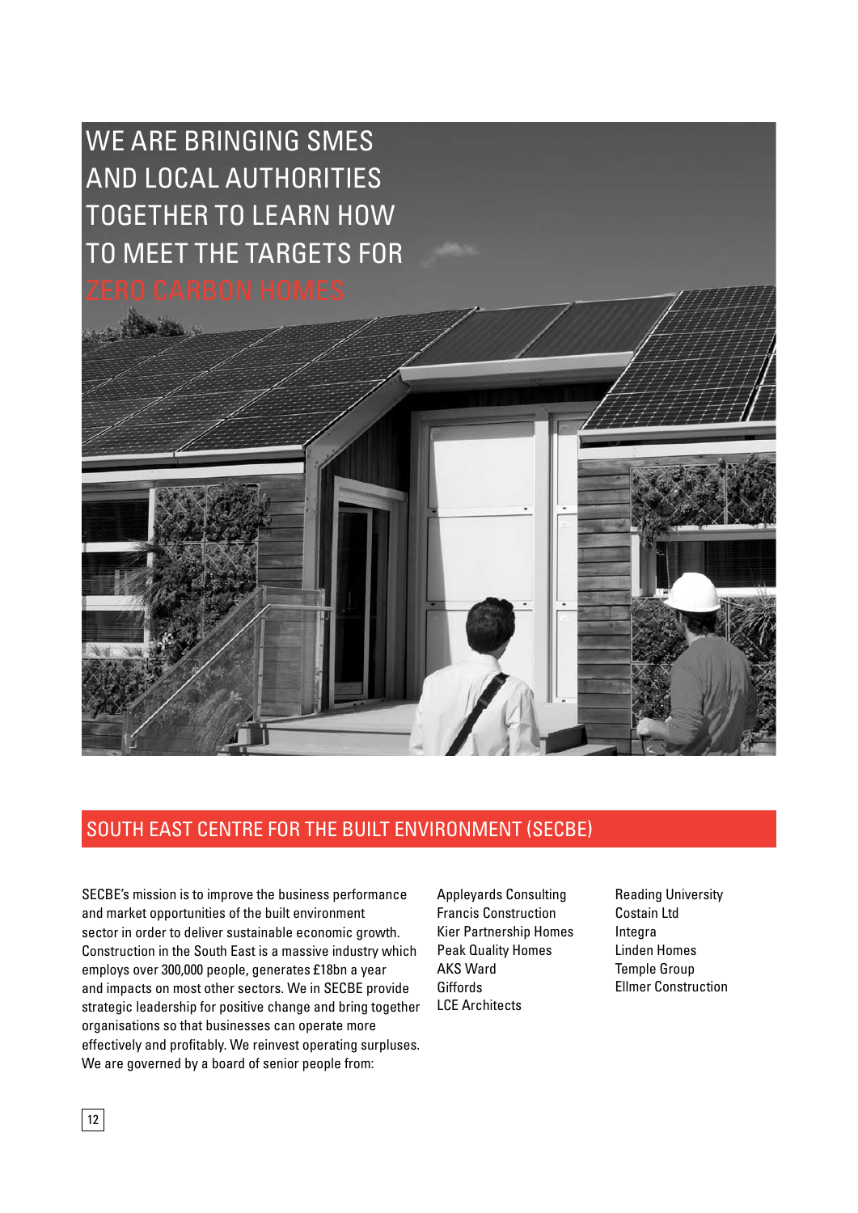# WE ARE BRINGING SMES AND LOCAL AUTHORITIES TOGETHER TO LEARN HOW TO MEET THE TARGETS FOR ZERO CARBON HOMES

## SOUTH EAST CENTRE FOR THE BUILT ENVIRONMENT (SECBE)

SECBE's mission is to improve the business performance and market opportunities of the built environment sector in order to deliver sustainable economic growth. Construction in the South East is a massive industry which employs over 300,000 people, generates £18bn a year and impacts on most other sectors. We in SECBE provide strategic leadership for positive change and bring together organisations so that businesses can operate more effectively and profitably. We reinvest operating surpluses. We are governed by a board of senior people from:

Appleyards Consulting
Francis Construction
Kier Partnership Homes
Peak Quality Homes
AKS Ward
Giffords
LCE Architects
Reading University
Costain Ltd
Integra
Linden Homes
Temple Group
Ellmer Construction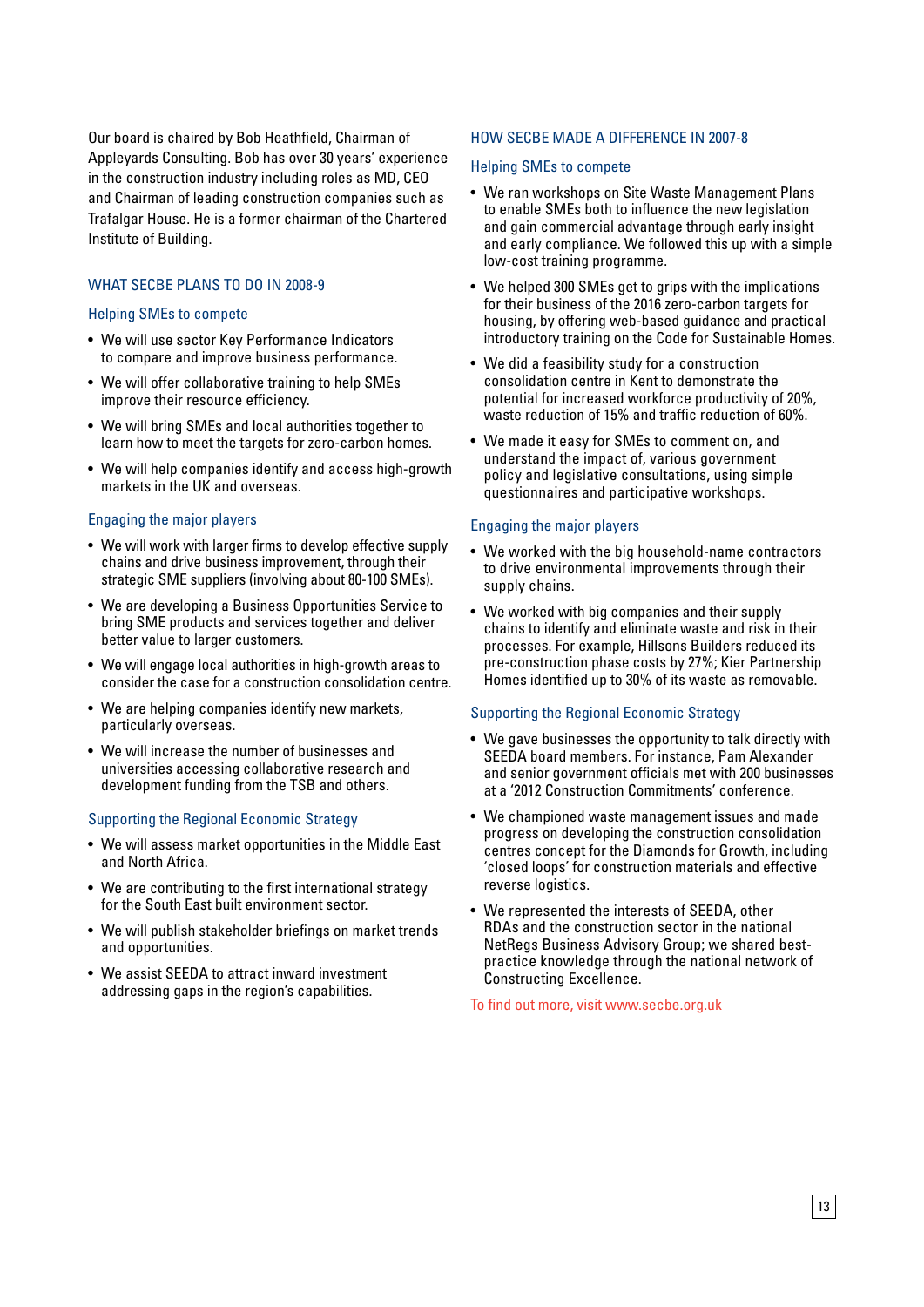Our board is chaired by Bob Heathfield, Chairman of Appleyards Consulting. Bob has over 30 years' experience in the construction industry including roles as MD, CEO and Chairman of leading construction companies such as Trafalgar House. He is a former chairman of the Chartered Institute of Building.

## WHAT SECBE PLANS TO DO IN 2008-9

### Helping SMEs to compete

- We will use sector Key Performance Indicators to compare and improve business performance.
- We will offer collaborative training to help SMEs improve their resource efficiency.
- We will bring SMEs and local authorities together to learn how to meet the targets for zero-carbon homes.
- We will help companies identify and access high-growth markets in the UK and overseas.

### Engaging the major players

- We will work with larger firms to develop effective supply chains and drive business improvement, through their strategic SME suppliers (involving about 80-100 SMEs).
- We are developing a Business Opportunities Service to bring SME products and services together and deliver better value to larger customers.
- We will engage local authorities in high-growth areas to consider the case for a construction consolidation centre.
- We are helping companies identify new markets, particularly overseas.
- We will increase the number of businesses and universities accessing collaborative research and development funding from the TSB and others.

### Supporting the Regional Economic Strategy

- We will assess market opportunities in the Middle East and North Africa.
- We are contributing to the first international strategy for the South East built environment sector.
- We will publish stakeholder briefings on market trends and opportunities.
- We assist SEEDA to attract inward investment addressing gaps in the region's capabilities.

## HOW SECBE MADE A DIFFERENCE IN 2007-8

### Helping SMEs to compete

- We ran workshops on Site Waste Management Plans to enable SMEs both to influence the new legislation and gain commercial advantage through early insight and early compliance. We followed this up with a simple low-cost training programme.
- We helped 300 SMEs get to grips with the implications for their business of the 2016 zero-carbon targets for housing, by offering web-based guidance and practical introductory training on the Code for Sustainable Homes.
- We did a feasibility study for a construction consolidation centre in Kent to demonstrate the potential for increased workforce productivity of 20%, waste reduction of 15% and traffic reduction of 60%.
- We made it easy for SMEs to comment on, and understand the impact of, various government policy and legislative consultations, using simple questionnaires and participative workshops.

### Engaging the major players

- We worked with the big household-name contractors to drive environmental improvements through their supply chains.
- We worked with big companies and their supply chains to identify and eliminate waste and risk in their processes. For example, Hillsons Builders reduced its pre-construction phase costs by 27%; Kier Partnership Homes identified up to 30% of its waste as removable.

### Supporting the Regional Economic Strategy

- We gave businesses the opportunity to talk directly with SEEDA board members. For instance, Pam Alexander and senior government officials met with 200 businesses at a '2012 Construction Commitments' conference.
- We championed waste management issues and made progress on developing the construction consolidation centres concept for the Diamonds for Growth, including 'closed loops' for construction materials and effective reverse logistics.
- We represented the interests of SEEDA, other RDAs and the construction sector in the national NetRegs Business Advisory Group; we shared best-practice knowledge through the national network of Constructing Excellence.

To find out more, visit www.secbe.org.uk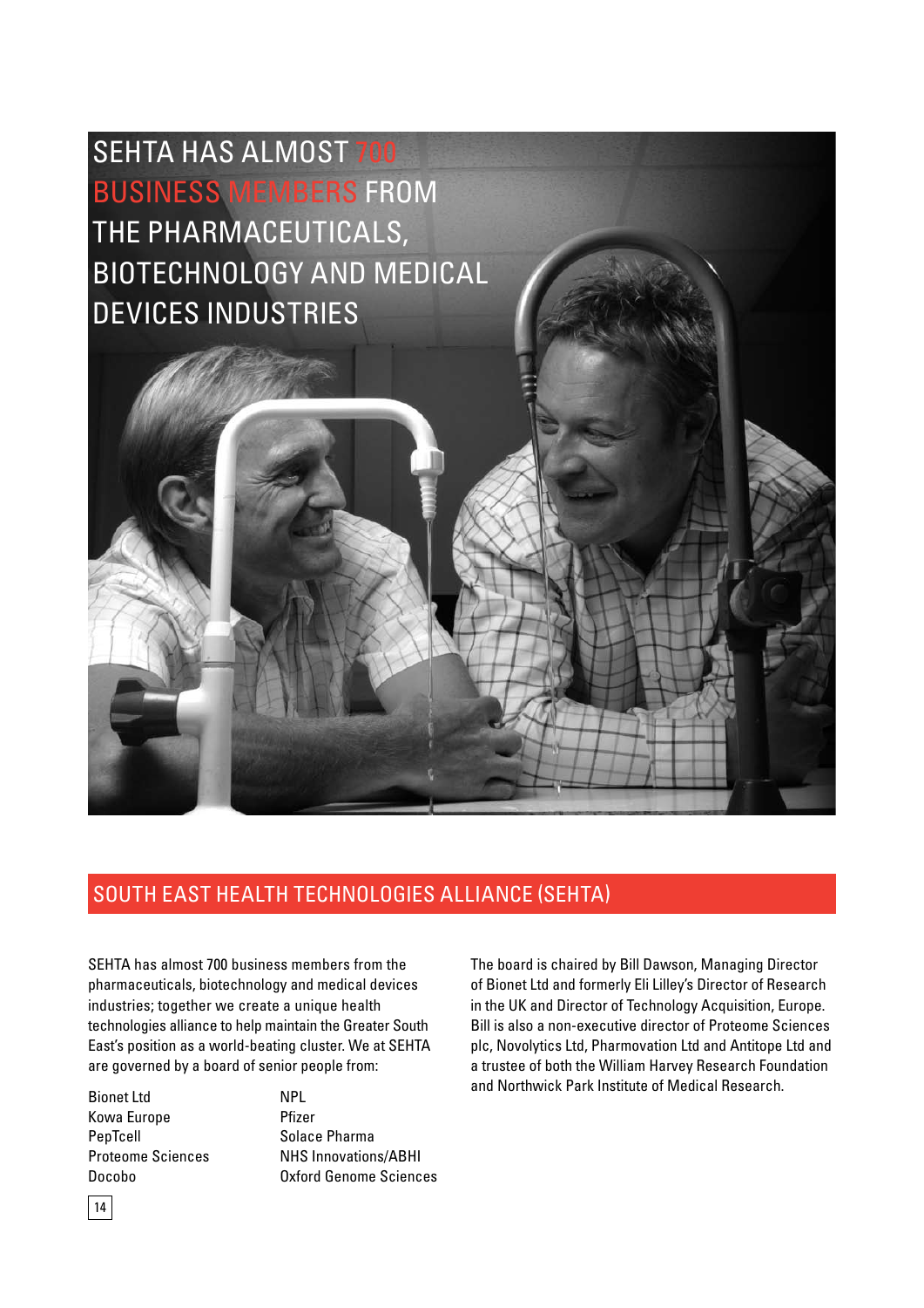SEHTA HAS ALMOST 700 BUSINESS MEMBERS FROM THE PHARMACEUTICALS, BIOTECHNOLOGY AND MEDICAL DEVICES INDUSTRIES

## SOUTH EAST HEALTH TECHNOLOGIES ALLIANCE (SEHTA)

SEHTA has almost 700 business members from the pharmaceuticals, biotechnology and medical devices industries; together we create a unique health technologies alliance to help maintain the Greater South East's position as a world-beating cluster. We at SEHTA are governed by a board of senior people from:

- Bionet Ltd
- Kowa Europe
- PepTcell
- Proteome Sciences
- Docobo
- NPL
- Pfizer
- Solace Pharma
- NHS Innovations/ABHI
- Oxford Genome Sciences

The board is chaired by Bill Dawson, Managing Director of Bionet Ltd and formerly Eli Lilley's Director of Research in the UK and Director of Technology Acquisition, Europe. Bill is also a non-executive director of Proteome Sciences plc, Novolytics Ltd, Pharmovation Ltd and Antitope Ltd and a trustee of both the William Harvey Research Foundation and Northwick Park Institute of Medical Research.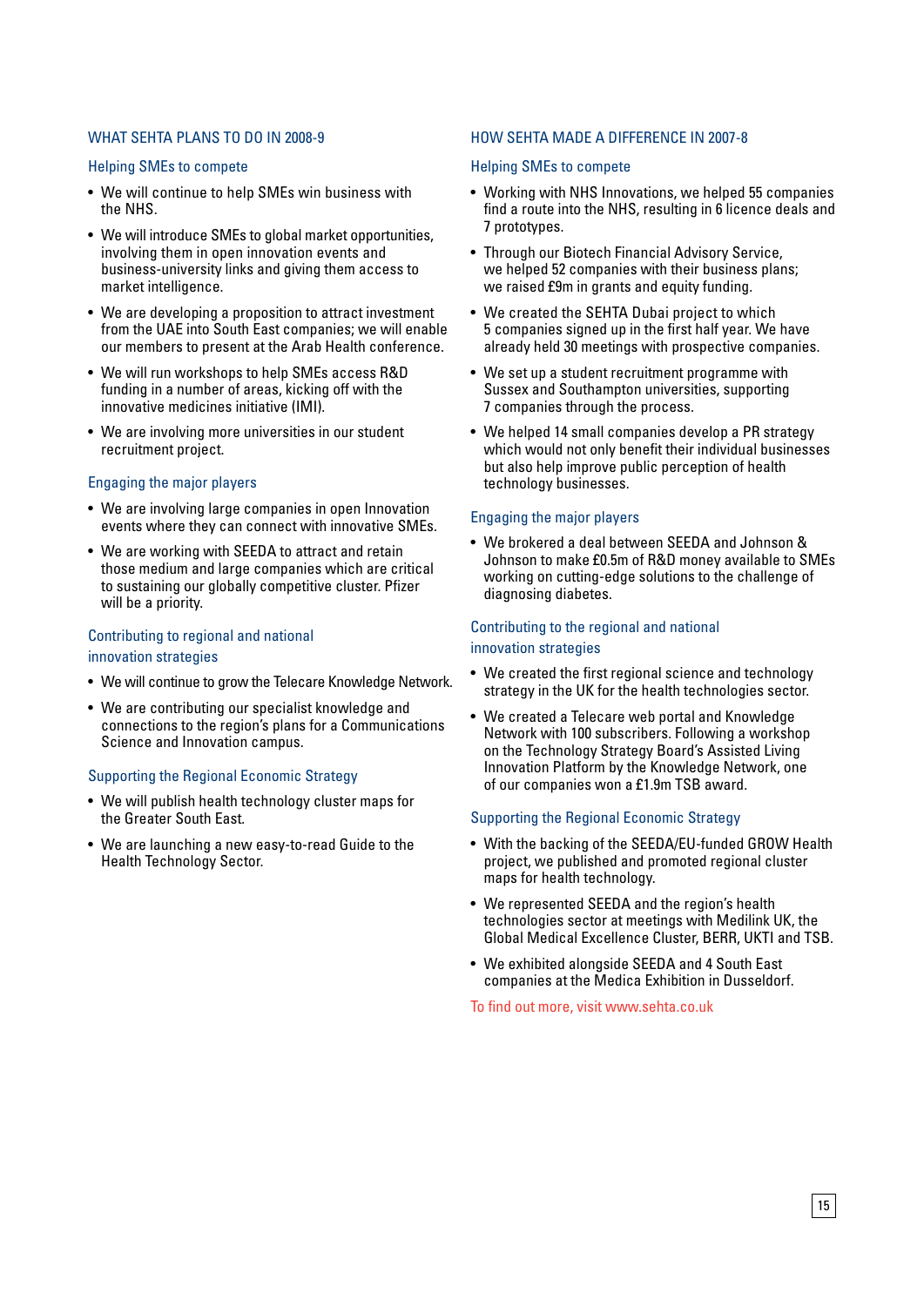## WHAT SEHTA PLANS TO DO IN 2008-9

### Helping SMEs to compete

- We will continue to help SMEs win business with the NHS.
- We will introduce SMEs to global market opportunities, involving them in open innovation events and business-university links and giving them access to market intelligence.
- We are developing a proposition to attract investment from the UAE into South East companies; we will enable our members to present at the Arab Health conference.
- We will run workshops to help SMEs access R&D funding in a number of areas, kicking off with the innovative medicines initiative (IMI).
- We are involving more universities in our student recruitment project.

### Engaging the major players

- We are involving large companies in open Innovation events where they can connect with innovative SMEs.
- We are working with SEEDA to attract and retain those medium and large companies which are critical to sustaining our globally competitive cluster. Pfizer will be a priority.

### Contributing to regional and national innovation strategies

- We will continue to grow the Telecare Knowledge Network.
- We are contributing our specialist knowledge and connections to the region's plans for a Communications Science and Innovation campus.

### Supporting the Regional Economic Strategy

- We will publish health technology cluster maps for the Greater South East.
- We are launching a new easy-to-read Guide to the Health Technology Sector.

## HOW SEHTA MADE A DIFFERENCE IN 2007-8

### Helping SMEs to compete

- Working with NHS Innovations, we helped 55 companies find a route into the NHS, resulting in 6 licence deals and 7 prototypes.
- Through our Biotech Financial Advisory Service, we helped 52 companies with their business plans; we raised £9m in grants and equity funding.
- We created the SEHTA Dubai project to which 5 companies signed up in the first half year. We have already held 30 meetings with prospective companies.
- We set up a student recruitment programme with Sussex and Southampton universities, supporting 7 companies through the process.
- We helped 14 small companies develop a PR strategy which would not only benefit their individual businesses but also help improve public perception of health technology businesses.

### Engaging the major players

- We brokered a deal between SEEDA and Johnson & Johnson to make £0.5m of R&D money available to SMEs working on cutting-edge solutions to the challenge of diagnosing diabetes.

### Contributing to the regional and national innovation strategies

- We created the first regional science and technology strategy in the UK for the health technologies sector.
- We created a Telecare web portal and Knowledge Network with 100 subscribers. Following a workshop on the Technology Strategy Board's Assisted Living Innovation Platform by the Knowledge Network, one of our companies won a £1.9m TSB award.

### Supporting the Regional Economic Strategy

- With the backing of the SEEDA/EU-funded GROW Health project, we published and promoted regional cluster maps for health technology.
- We represented SEEDA and the region's health technologies sector at meetings with Medilink UK, the Global Medical Excellence Cluster, BERR, UKTI and TSB.
- We exhibited alongside SEEDA and 4 South East companies at the Medica Exhibition in Dusseldorf.

To find out more, visit www.sehta.co.uk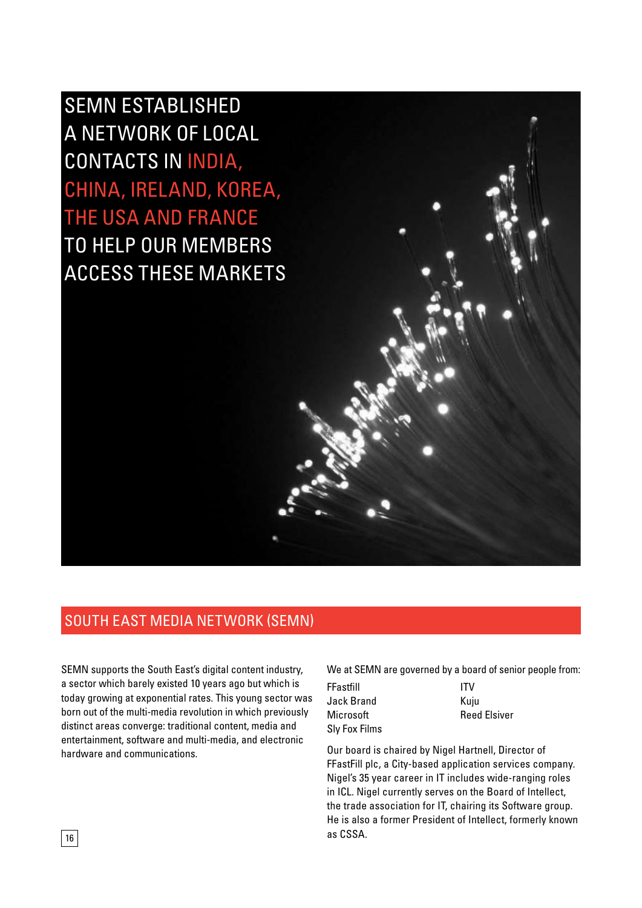SEMN ESTABLISHED A NETWORK OF LOCAL CONTACTS IN INDIA, CHINA, IRELAND, KOREA, THE USA AND FRANCE TO HELP OUR MEMBERS ACCESS THESE MARKETS

## SOUTH EAST MEDIA NETWORK (SEMN)

SEMN supports the South East's digital content industry, a sector which barely existed 10 years ago but which is today growing at exponential rates. This young sector was born out of the multi-media revolution in which previously distinct areas converge: traditional content, media and entertainment, software and multi-media, and electronic hardware and communications.

We at SEMN are governed by a board of senior people from:

- FFastfill
- Jack Brand
- Microsoft
- Sly Fox Films
- ITV
- Kuju
- Reed Elsiver

Our board is chaired by Nigel Hartnell, Director of FFastFill plc, a City-based application services company. Nigel's 35 year career in IT includes wide-ranging roles in ICL. Nigel currently serves on the Board of Intellect, the trade association for IT, chairing its Software group. He is also a former President of Intellect, formerly known as CSSA.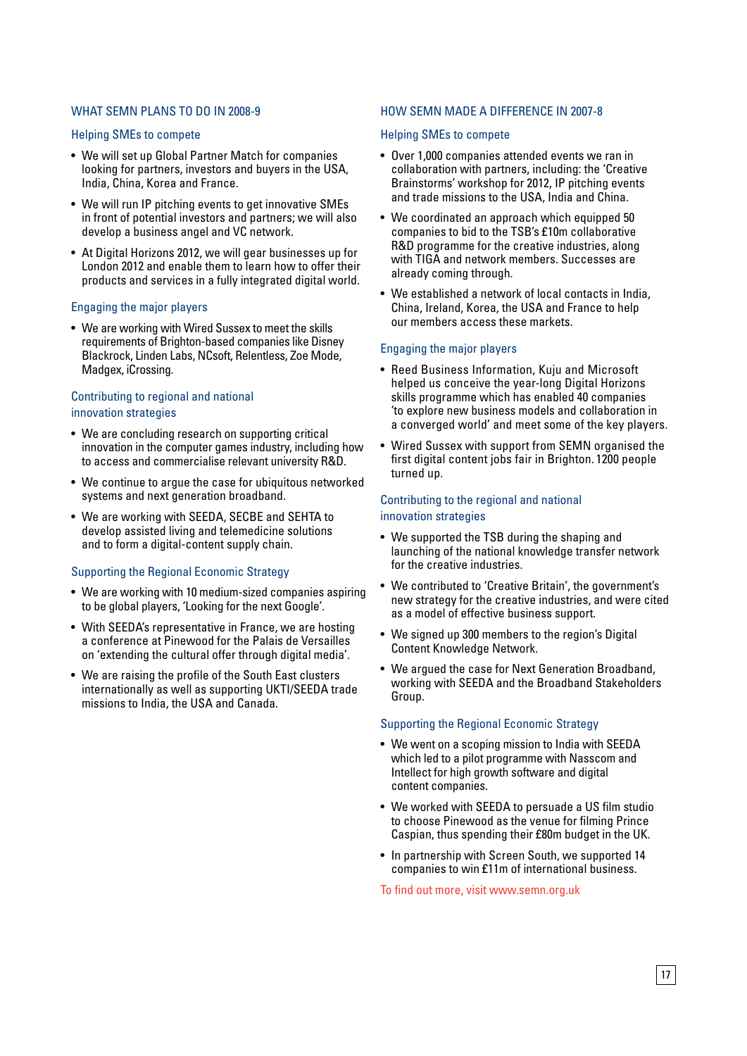## WHAT SEMN PLANS TO DO IN 2008-9

### Helping SMEs to compete

- We will set up Global Partner Match for companies looking for partners, investors and buyers in the USA, India, China, Korea and France.
- We will run IP pitching events to get innovative SMEs in front of potential investors and partners; we will also develop a business angel and VC network.
- At Digital Horizons 2012, we will gear businesses up for London 2012 and enable them to learn how to offer their products and services in a fully integrated digital world.

### Engaging the major players

- We are working with Wired Sussex to meet the skills requirements of Brighton-based companies like Disney Blackrock, Linden Labs, NCsoft, Relentless, Zoe Mode, Madgex, iCrossing.

### Contributing to regional and national innovation strategies

- We are concluding research on supporting critical innovation in the computer games industry, including how to access and commercialise relevant university R&D.
- We continue to argue the case for ubiquitous networked systems and next generation broadband.
- We are working with SEEDA, SECBE and SEHTA to develop assisted living and telemedicine solutions and to form a digital-content supply chain.

### Supporting the Regional Economic Strategy

- We are working with 10 medium-sized companies aspiring to be global players, 'Looking for the next Google'.
- With SEEDA's representative in France, we are hosting a conference at Pinewood for the Palais de Versailles on 'extending the cultural offer through digital media'.
- We are raising the profile of the South East clusters internationally as well as supporting UKTI/SEEDA trade missions to India, the USA and Canada.

## HOW SEMN MADE A DIFFERENCE IN 2007-8

### Helping SMEs to compete

- Over 1,000 companies attended events we ran in collaboration with partners, including: the 'Creative Brainstorms' workshop for 2012, IP pitching events and trade missions to the USA, India and China.
- We coordinated an approach which equipped 50 companies to bid to the TSB's £10m collaborative R&D programme for the creative industries, along with TIGA and network members. Successes are already coming through.
- We established a network of local contacts in India, China, Ireland, Korea, the USA and France to help our members access these markets.

### Engaging the major players

- Reed Business Information, Kuju and Microsoft helped us conceive the year-long Digital Horizons skills programme which has enabled 40 companies 'to explore new business models and collaboration in a converged world' and meet some of the key players.
- Wired Sussex with support from SEMN organised the first digital content jobs fair in Brighton. 1200 people turned up.

### Contributing to the regional and national innovation strategies

- We supported the TSB during the shaping and launching of the national knowledge transfer network for the creative industries.
- We contributed to 'Creative Britain', the government's new strategy for the creative industries, and were cited as a model of effective business support.
- We signed up 300 members to the region's Digital Content Knowledge Network.
- We argued the case for Next Generation Broadband, working with SEEDA and the Broadband Stakeholders Group.

### Supporting the Regional Economic Strategy

- We went on a scoping mission to India with SEEDA which led to a pilot programme with Nasscom and Intellect for high growth software and digital content companies.
- We worked with SEEDA to persuade a US film studio to choose Pinewood as the venue for filming Prince Caspian, thus spending their £80m budget in the UK.
- In partnership with Screen South, we supported 14 companies to win £11m of international business.

To find out more, visit www.semn.org.uk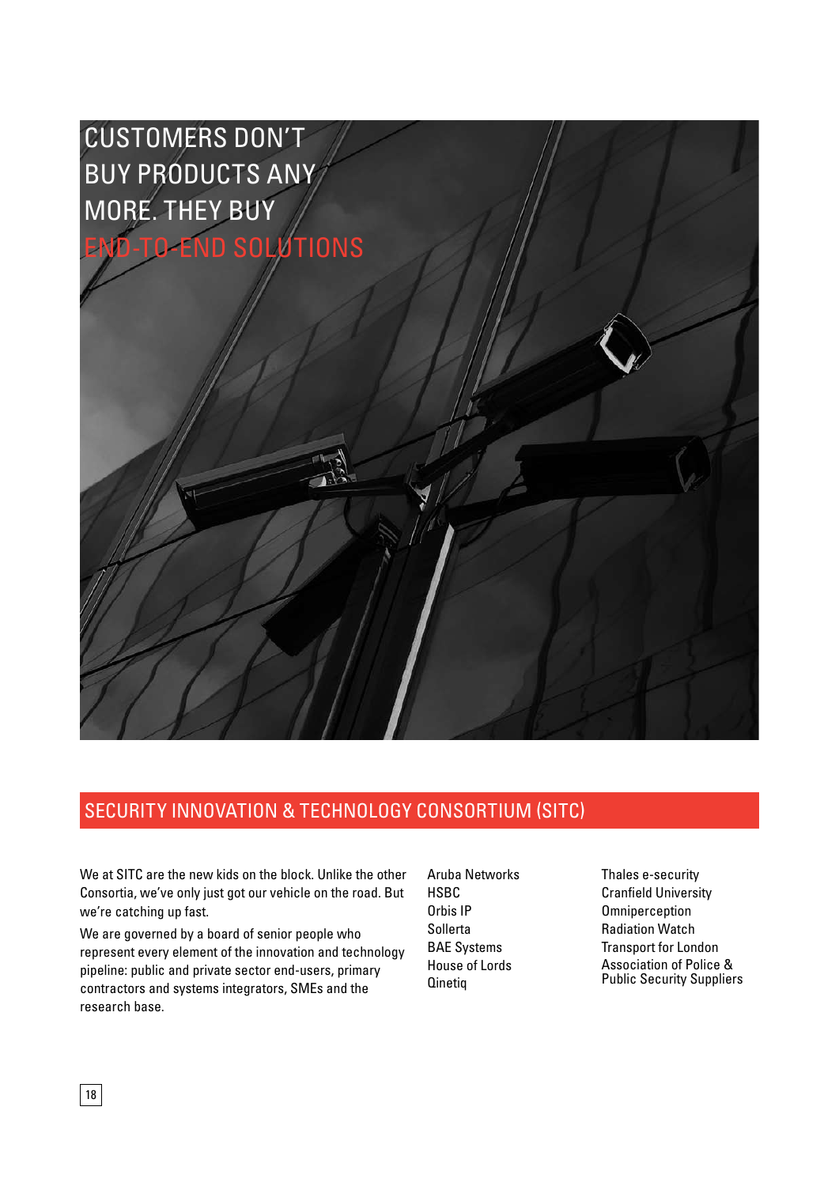CUSTOMERS DON'T BUY PRODUCTS ANY MORE. THEY BUY END-TO-END SOLUTIONS

## SECURITY INNOVATION & TECHNOLOGY CONSORTIUM (SITC)

We at SITC are the new kids on the block. Unlike the other Consortia, we've only just got our vehicle on the road. But we're catching up fast.

We are governed by a board of senior people who represent every element of the innovation and technology pipeline: public and private sector end-users, primary contractors and systems integrators, SMEs and the research base.

Aruba Networks
HSBC
Orbis IP
Sollerta
BAE Systems
House of Lords
Qinetiq

Thales e-security
Cranfield University
Omniperception
Radiation Watch
Transport for London
Association of Police & Public Security Suppliers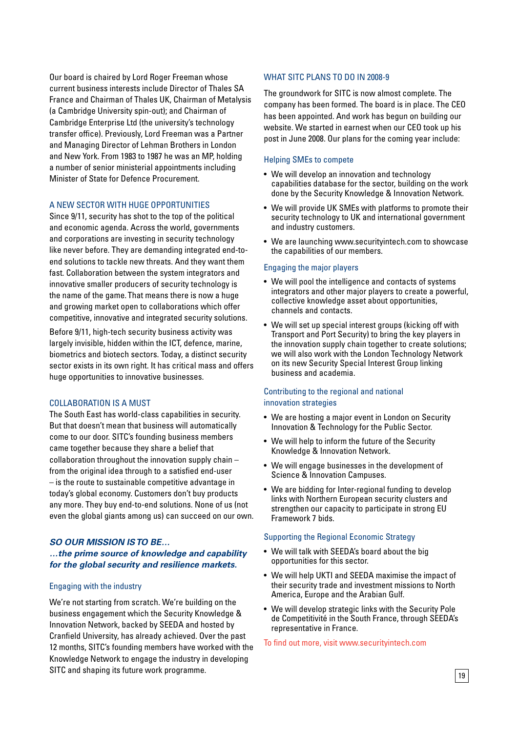Our board is chaired by Lord Roger Freeman whose current business interests include Director of Thales SA France and Chairman of Thales UK, Chairman of Metalysis (a Cambridge University spin-out); and Chairman of Cambridge Enterprise Ltd (the university's technology transfer office). Previously, Lord Freeman was a Partner and Managing Director of Lehman Brothers in London and New York. From 1983 to 1987 he was an MP, holding a number of senior ministerial appointments including Minister of State for Defence Procurement.

## A NEW SECTOR WITH HUGE OPPORTUNITIES

Since 9/11, security has shot to the top of the political and economic agenda. Across the world, governments and corporations are investing in security technology like never before. They are demanding integrated end-to-end solutions to tackle new threats. And they want them fast. Collaboration between the system integrators and innovative smaller producers of security technology is the name of the game. That means there is now a huge and growing market open to collaborations which offer competitive, innovative and integrated security solutions.

Before 9/11, high-tech security business activity was largely invisible, hidden within the ICT, defence, marine, biometrics and biotech sectors. Today, a distinct security sector exists in its own right. It has critical mass and offers huge opportunities to innovative businesses.

## COLLABORATION IS A MUST

The South East has world-class capabilities in security. But that doesn't mean that business will automatically come to our door. SITC's founding business members came together because they share a belief that collaboration throughout the innovation supply chain – from the original idea through to a satisfied end-user – is the route to sustainable competitive advantage in today's global economy. Customers don't buy products any more. They buy end-to-end solutions. None of us (not even the global giants among us) can succeed on our own.

***SO OUR MISSION IS TO BE…***
***…the prime source of knowledge and capability for the global security and resilience markets.***

### Engaging with the industry

We're not starting from scratch. We're building on the business engagement which the Security Knowledge & Innovation Network, backed by SEEDA and hosted by Cranfield University, has already achieved. Over the past 12 months, SITC's founding members have worked with the Knowledge Network to engage the industry in developing SITC and shaping its future work programme.

## WHAT SITC PLANS TO DO IN 2008-9

The groundwork for SITC is now almost complete. The company has been formed. The board is in place. The CEO has been appointed. And work has begun on building our website. We started in earnest when our CEO took up his post in June 2008. Our plans for the coming year include:

### Helping SMEs to compete

- We will develop an innovation and technology capabilities database for the sector, building on the work done by the Security Knowledge & Innovation Network.
- We will provide UK SMEs with platforms to promote their security technology to UK and international government and industry customers.
- We are launching www.securityintech.com to showcase the capabilities of our members.

### Engaging the major players

- We will pool the intelligence and contacts of systems integrators and other major players to create a powerful, collective knowledge asset about opportunities, channels and contacts.
- We will set up special interest groups (kicking off with Transport and Port Security) to bring the key players in the innovation supply chain together to create solutions; we will also work with the London Technology Network on its new Security Special Interest Group linking business and academia.

### Contributing to the regional and national innovation strategies

- We are hosting a major event in London on Security Innovation & Technology for the Public Sector.
- We will help to inform the future of the Security Knowledge & Innovation Network.
- We will engage businesses in the development of Science & Innovation Campuses.
- We are bidding for Inter-regional funding to develop links with Northern European security clusters and strengthen our capacity to participate in strong EU Framework 7 bids.

### Supporting the Regional Economic Strategy

- We will talk with SEEDA's board about the big opportunities for this sector.
- We will help UKTI and SEEDA maximise the impact of their security trade and investment missions to North America, Europe and the Arabian Gulf.
- We will develop strategic links with the Security Pole de Competitivité in the South France, through SEEDA's representative in France.

To find out more, visit www.securityintech.com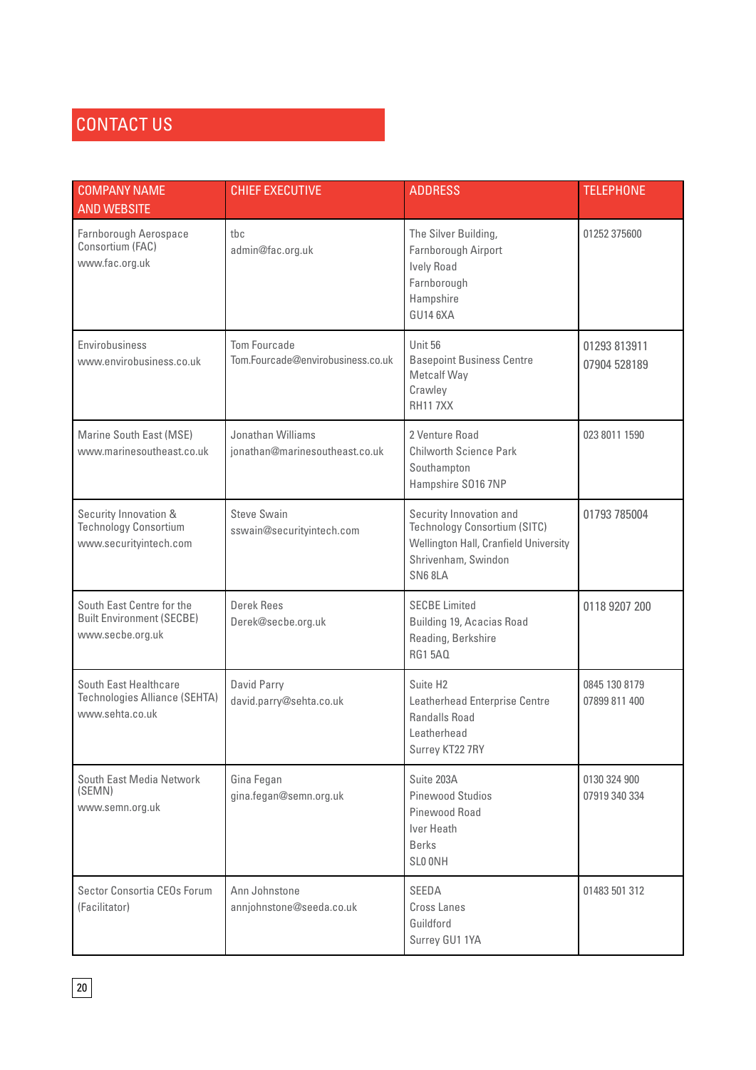# CONTACT US

| COMPANY NAME AND WEBSITE | CHIEF EXECUTIVE | ADDRESS | TELEPHONE |
|---|---|---|---|
| Farnborough Aerospace Consortium (FAC)<br>www.fac.org.uk | tbc<br>admin@fac.org.uk | The Silver Building,<br>Farnborough Airport<br>Ively Road<br>Farnborough<br>Hampshire<br>GU14 6XA | 01252 375600 |
| Envirobusiness<br>www.envirobusiness.co.uk | Tom Fourcade<br>Tom.Fourcade@envirobusiness.co.uk | Unit 56<br>Basepoint Business Centre<br>Metcalf Way<br>Crawley<br>RH11 7XX | 01293 813911<br>07904 528189 |
| Marine South East (MSE)<br>www.marinesoutheast.co.uk | Jonathan Williams<br>jonathan@marinesoutheast.co.uk | 2 Venture Road<br>Chilworth Science Park<br>Southampton<br>Hampshire SO16 7NP | 023 8011 1590 |
| Security Innovation & Technology Consortium<br>www.securityintech.com | Steve Swain<br>sswain@securityintech.com | Security Innovation and Technology Consortium (SITC)<br>Wellington Hall, Cranfield University<br>Shrivenham, Swindon<br>SN6 8LA | 01793 785004 |
| South East Centre for the Built Environment (SECBE)<br>www.secbe.org.uk | Derek Rees<br>Derek@secbe.org.uk | SECBE Limited<br>Building 19, Acacias Road<br>Reading, Berkshire<br>RG1 5AQ | 0118 9207 200 |
| South East Healthcare Technologies Alliance (SEHTA)<br>www.sehta.co.uk | David Parry<br>david.parry@sehta.co.uk | Suite H2<br>Leatherhead Enterprise Centre<br>Randalls Road<br>Leatherhead<br>Surrey KT22 7RY | 0845 130 8179<br>07899 811 400 |
| South East Media Network (SEMN)<br>www.semn.org.uk | Gina Fegan<br>gina.fegan@semn.org.uk | Suite 203A<br>Pinewood Studios<br>Pinewood Road<br>Iver Heath<br>Berks<br>SL0 0NH | 0130 324 900<br>07919 340 334 |
| Sector Consortia CEOs Forum (Facilitator) | Ann Johnstone<br>annjohnstone@seeda.co.uk | SEEDA<br>Cross Lanes<br>Guildford<br>Surrey GU1 1YA | 01483 501 312 |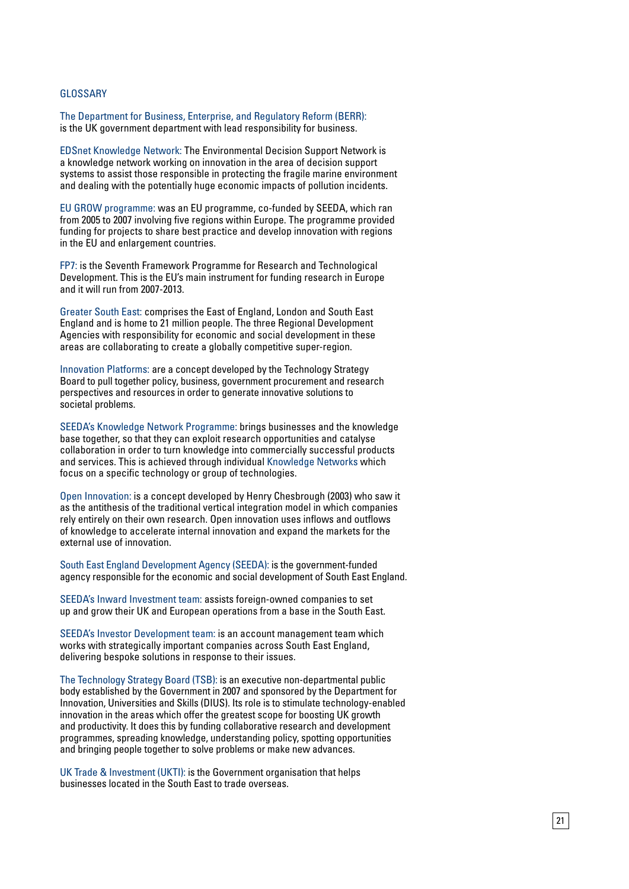# GLOSSARY

The Department for Business, Enterprise, and Regulatory Reform (BERR): is the UK government department with lead responsibility for business.

EDSnet Knowledge Network: The Environmental Decision Support Network is a knowledge network working on innovation in the area of decision support systems to assist those responsible in protecting the fragile marine environment and dealing with the potentially huge economic impacts of pollution incidents.

EU GROW programme: was an EU programme, co-funded by SEEDA, which ran from 2005 to 2007 involving five regions within Europe. The programme provided funding for projects to share best practice and develop innovation with regions in the EU and enlargement countries.

FP7: is the Seventh Framework Programme for Research and Technological Development. This is the EU's main instrument for funding research in Europe and it will run from 2007-2013.

Greater South East: comprises the East of England, London and South East England and is home to 21 million people. The three Regional Development Agencies with responsibility for economic and social development in these areas are collaborating to create a globally competitive super-region.

Innovation Platforms: are a concept developed by the Technology Strategy Board to pull together policy, business, government procurement and research perspectives and resources in order to generate innovative solutions to societal problems.

SEEDA's Knowledge Network Programme: brings businesses and the knowledge base together, so that they can exploit research opportunities and catalyse collaboration in order to turn knowledge into commercially successful products and services. This is achieved through individual Knowledge Networks which focus on a specific technology or group of technologies.

Open Innovation: is a concept developed by Henry Chesbrough (2003) who saw it as the antithesis of the traditional vertical integration model in which companies rely entirely on their own research. Open innovation uses inflows and outflows of knowledge to accelerate internal innovation and expand the markets for the external use of innovation.

South East England Development Agency (SEEDA): is the government-funded agency responsible for the economic and social development of South East England.

SEEDA's Inward Investment team: assists foreign-owned companies to set up and grow their UK and European operations from a base in the South East.

SEEDA's Investor Development team: is an account management team which works with strategically important companies across South East England, delivering bespoke solutions in response to their issues.

The Technology Strategy Board (TSB): is an executive non-departmental public body established by the Government in 2007 and sponsored by the Department for Innovation, Universities and Skills (DIUS). Its role is to stimulate technology-enabled innovation in the areas which offer the greatest scope for boosting UK growth and productivity. It does this by funding collaborative research and development programmes, spreading knowledge, understanding policy, spotting opportunities and bringing people together to solve problems or make new advances.

UK Trade & Investment (UKTI): is the Government organisation that helps businesses located in the South East to trade overseas.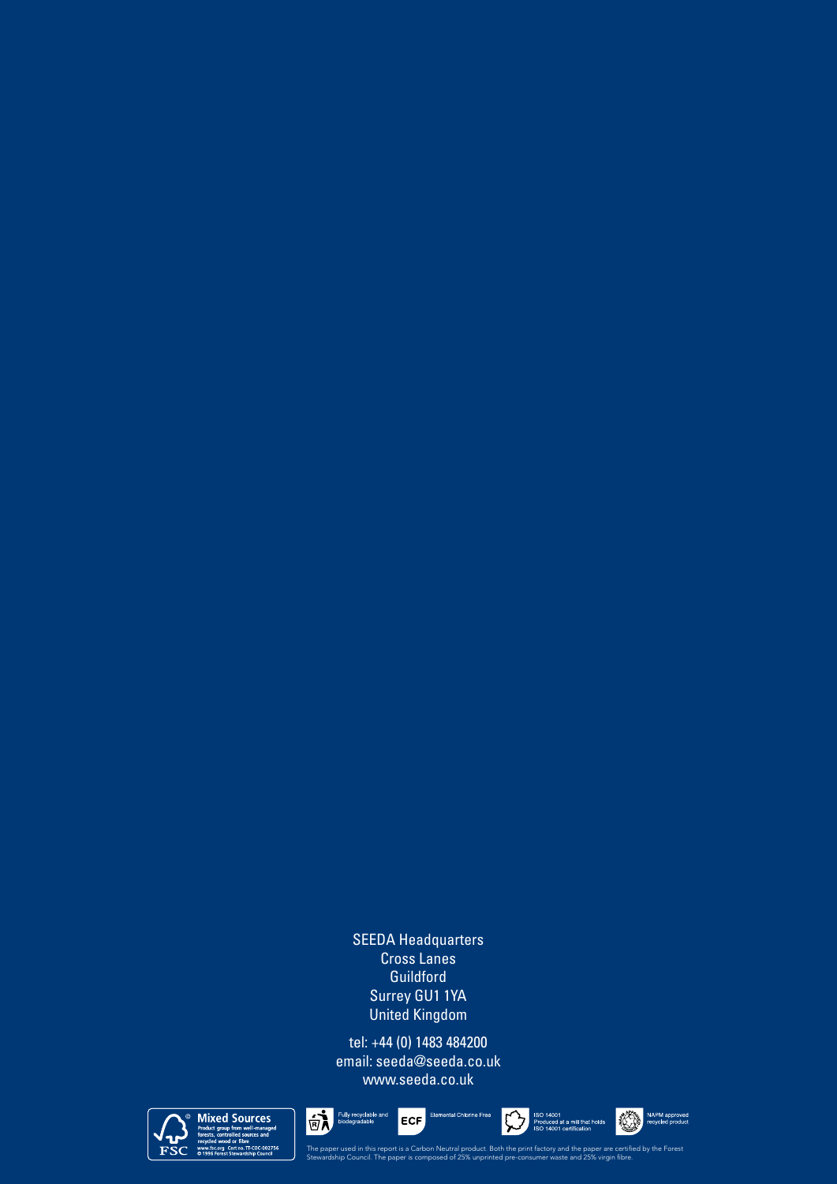SEEDA Headquarters
Cross Lanes
Guildford
Surrey GU1 1YA
United Kingdom

tel: +44 (0) 1483 484200
email: seeda@seeda.co.uk
www.seeda.co.uk

**Mixed Sources**
Product group from well-managed forests, controlled sources and recycled wood or fibre
www.fsc.org Cert no. TT-COC-002756
© 1996 Forest Stewardship Council

Fully recyclable and biodegradable

ECF Elemental Chlorine Free

ISO 14001
Produced at a mill that holds ISO 14001 certification

NAPM approved recycled product

The paper used in this report is a Carbon Neutral product. Both the print factory and the paper are certified by the Forest Stewardship Council. The paper is composed of 25% unprinted pre-consumer waste and 25% virgin fibre.